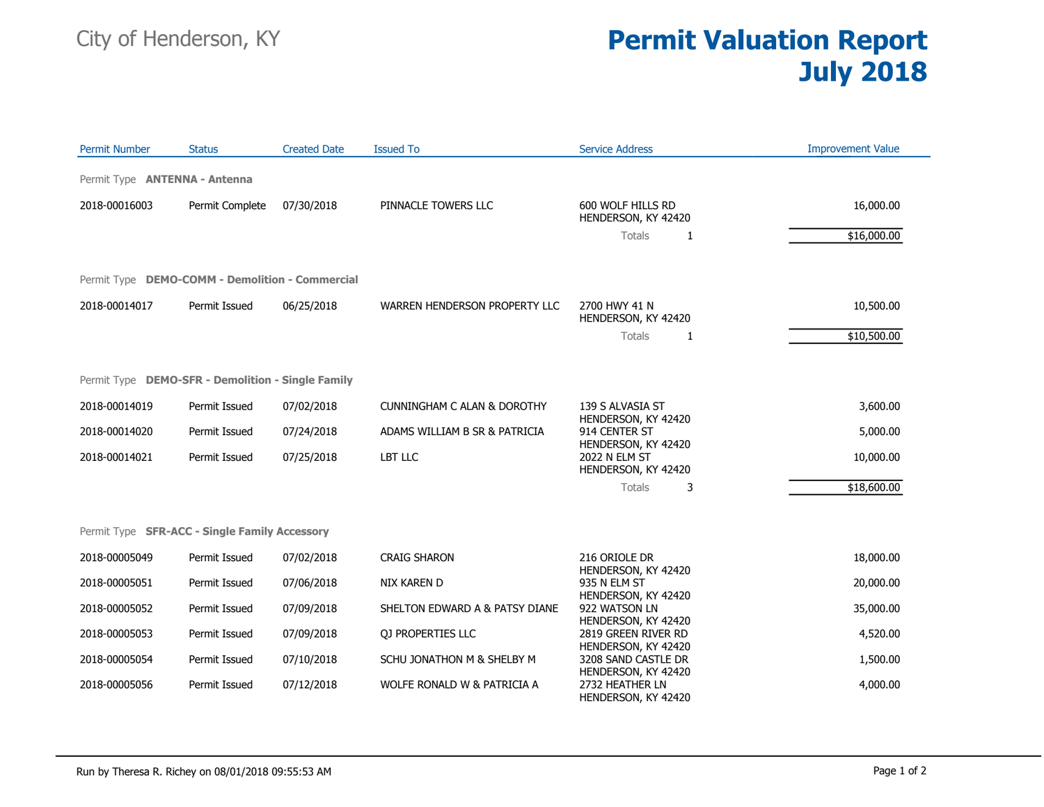City of Henderson, KY

# Permit Valuation Report
# July 2018

| Permit Number | Status | Created Date | Issued To | Service Address | Improvement Value |
|---|---|---|---|---|---|
| **Permit Type ANTENNA - Antenna** | | | | | |
| 2018-00016003 | Permit Complete | 07/30/2018 | PINNACLE TOWERS LLC | 600 WOLF HILLS RD HENDERSON, KY 42420 | 16,000.00 |
| | | | | Totals 1 | $16,000.00 |
| **Permit Type DEMO-COMM - Demolition - Commercial** | | | | | |
| 2018-00014017 | Permit Issued | 06/25/2018 | WARREN HENDERSON PROPERTY LLC | 2700 HWY 41 N HENDERSON, KY 42420 | 10,500.00 |
| | | | | Totals 1 | $10,500.00 |
| **Permit Type DEMO-SFR - Demolition - Single Family** | | | | | |
| 2018-00014019 | Permit Issued | 07/02/2018 | CUNNINGHAM C ALAN & DOROTHY | 139 S ALVASIA ST HENDERSON, KY 42420 | 3,600.00 |
| 2018-00014020 | Permit Issued | 07/24/2018 | ADAMS WILLIAM B SR & PATRICIA | 914 CENTER ST HENDERSON, KY 42420 | 5,000.00 |
| 2018-00014021 | Permit Issued | 07/25/2018 | LBT LLC | 2022 N ELM ST HENDERSON, KY 42420 | 10,000.00 |
| | | | | Totals 3 | $18,600.00 |
| **Permit Type SFR-ACC - Single Family Accessory** | | | | | |
| 2018-00005049 | Permit Issued | 07/02/2018 | CRAIG SHARON | 216 ORIOLE DR HENDERSON, KY 42420 | 18,000.00 |
| 2018-00005051 | Permit Issued | 07/06/2018 | NIX KAREN D | 935 N ELM ST HENDERSON, KY 42420 | 20,000.00 |
| 2018-00005052 | Permit Issued | 07/09/2018 | SHELTON EDWARD A & PATSY DIANE | 922 WATSON LN HENDERSON, KY 42420 | 35,000.00 |
| 2018-00005053 | Permit Issued | 07/09/2018 | QJ PROPERTIES LLC | 2819 GREEN RIVER RD HENDERSON, KY 42420 | 4,520.00 |
| 2018-00005054 | Permit Issued | 07/10/2018 | SCHU JONATHON M & SHELBY M | 3208 SAND CASTLE DR HENDERSON, KY 42420 | 1,500.00 |
| 2018-00005056 | Permit Issued | 07/12/2018 | WOLFE RONALD W & PATRICIA A | 2732 HEATHER LN HENDERSON, KY 42420 | 4,000.00 |

Run by Theresa R. Richey on 08/01/2018 09:55:53 AM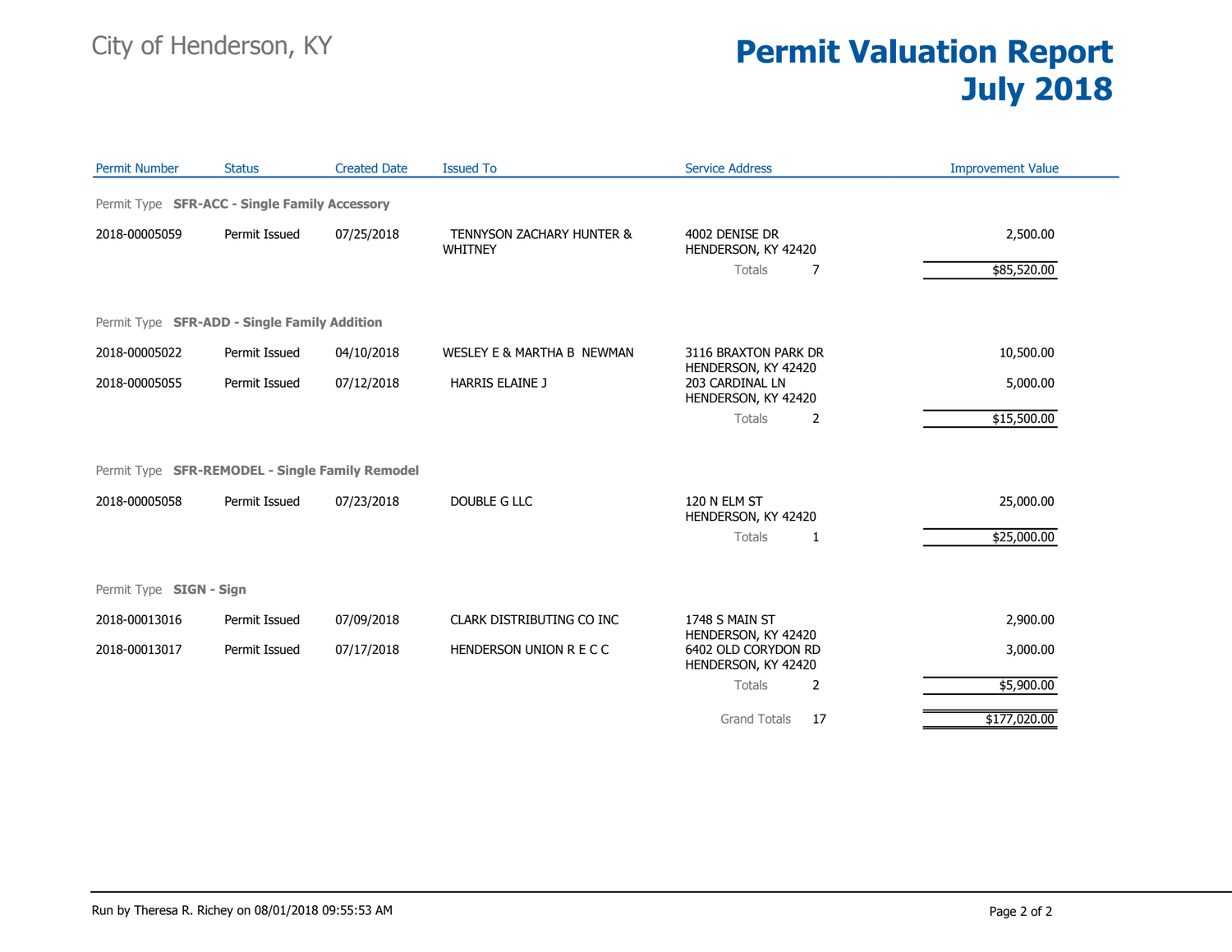City of Henderson, KY

# Permit Valuation Report
# July 2018

| Permit Number | Status | Created Date | Issued To | Service Address | Improvement Value |
|---|---|---|---|---|---|
| **Permit Type SFR-ACC - Single Family Accessory** | | | | | |
| 2018-00005059 | Permit Issued | 07/25/2018 | TENNYSON ZACHARY HUNTER & WHITNEY | 4002 DENISE DR HENDERSON, KY 42420 | 2,500.00 |
| | | | | Totals 7 | $85,520.00 |
| **Permit Type SFR-ADD - Single Family Addition** | | | | | |
| 2018-00005022 | Permit Issued | 04/10/2018 | WESLEY E & MARTHA B NEWMAN | 3116 BRAXTON PARK DR HENDERSON, KY 42420 | 10,500.00 |
| 2018-00005055 | Permit Issued | 07/12/2018 | HARRIS ELAINE J | 203 CARDINAL LN HENDERSON, KY 42420 | 5,000.00 |
| | | | | Totals 2 | $15,500.00 |
| **Permit Type SFR-REMODEL - Single Family Remodel** | | | | | |
| 2018-00005058 | Permit Issued | 07/23/2018 | DOUBLE G LLC | 120 N ELM ST HENDERSON, KY 42420 | 25,000.00 |
| | | | | Totals 1 | $25,000.00 |
| **Permit Type SIGN - Sign** | | | | | |
| 2018-00013016 | Permit Issued | 07/09/2018 | CLARK DISTRIBUTING CO INC | 1748 S MAIN ST HENDERSON, KY 42420 | 2,900.00 |
| 2018-00013017 | Permit Issued | 07/17/2018 | HENDERSON UNION R E C C | 6402 OLD CORYDON RD HENDERSON, KY 42420 | 3,000.00 |
| | | | | Totals 2 | $5,900.00 |
| | | | | Grand Totals 17 | $177,020.00 |

Run by Theresa R. Richey on 08/01/2018 09:55:53 AM